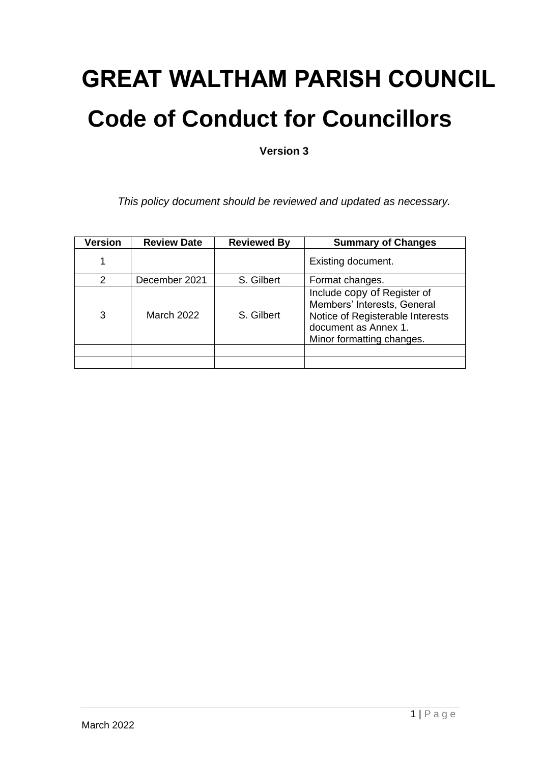# GREAT WALTHAM PARISH COUNCIL

# Code of Conduct for Councillors

**Version 3**

*This policy document should be reviewed and updated as necessary.*

| Version | Review Date | Reviewed By | Summary of Changes |
|---|---|---|---|
| 1 | | | Existing document. |
| 2 | December 2021 | S. Gilbert | Format changes. |
| 3 | March 2022 | S. Gilbert | Include copy of Register of Members' Interests, General Notice of Registerable Interests document as Annex 1. Minor formatting changes. |
| | | | |
| | | | |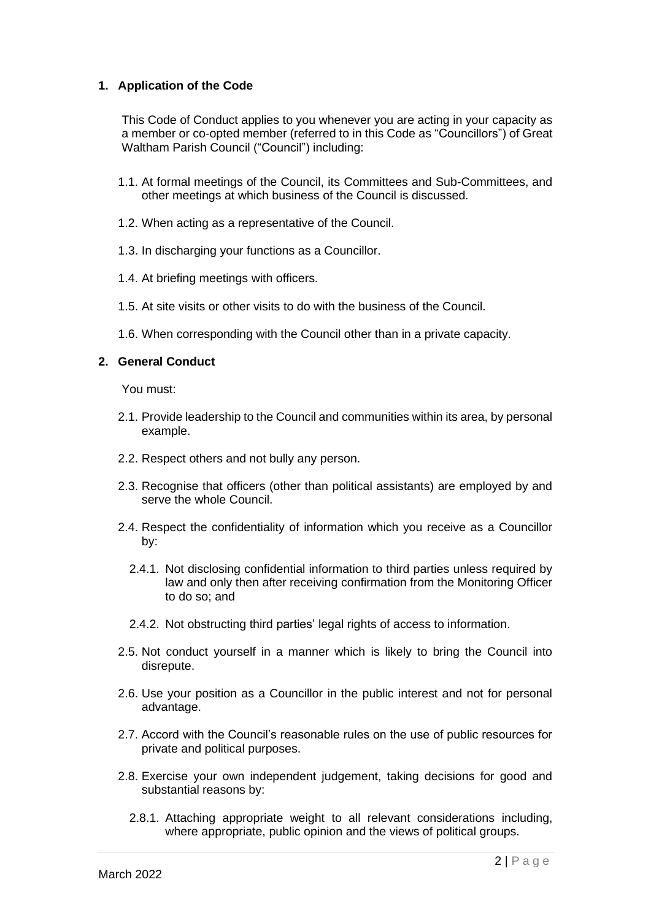## 1. Application of the Code

This Code of Conduct applies to you whenever you are acting in your capacity as a member or co-opted member (referred to in this Code as "Councillors") of Great Waltham Parish Council ("Council") including:

1.1. At formal meetings of the Council, its Committees and Sub-Committees, and other meetings at which business of the Council is discussed.

1.2. When acting as a representative of the Council.

1.3. In discharging your functions as a Councillor.

1.4. At briefing meetings with officers.

1.5. At site visits or other visits to do with the business of the Council.

1.6. When corresponding with the Council other than in a private capacity.

## 2. General Conduct

You must:

2.1. Provide leadership to the Council and communities within its area, by personal example.

2.2. Respect others and not bully any person.

2.3. Recognise that officers (other than political assistants) are employed by and serve the whole Council.

2.4. Respect the confidentiality of information which you receive as a Councillor by:

2.4.1. Not disclosing confidential information to third parties unless required by law and only then after receiving confirmation from the Monitoring Officer to do so; and

2.4.2. Not obstructing third parties' legal rights of access to information.

2.5. Not conduct yourself in a manner which is likely to bring the Council into disrepute.

2.6. Use your position as a Councillor in the public interest and not for personal advantage.

2.7. Accord with the Council's reasonable rules on the use of public resources for private and political purposes.

2.8. Exercise your own independent judgement, taking decisions for good and substantial reasons by:

2.8.1. Attaching appropriate weight to all relevant considerations including, where appropriate, public opinion and the views of political groups.

March 2022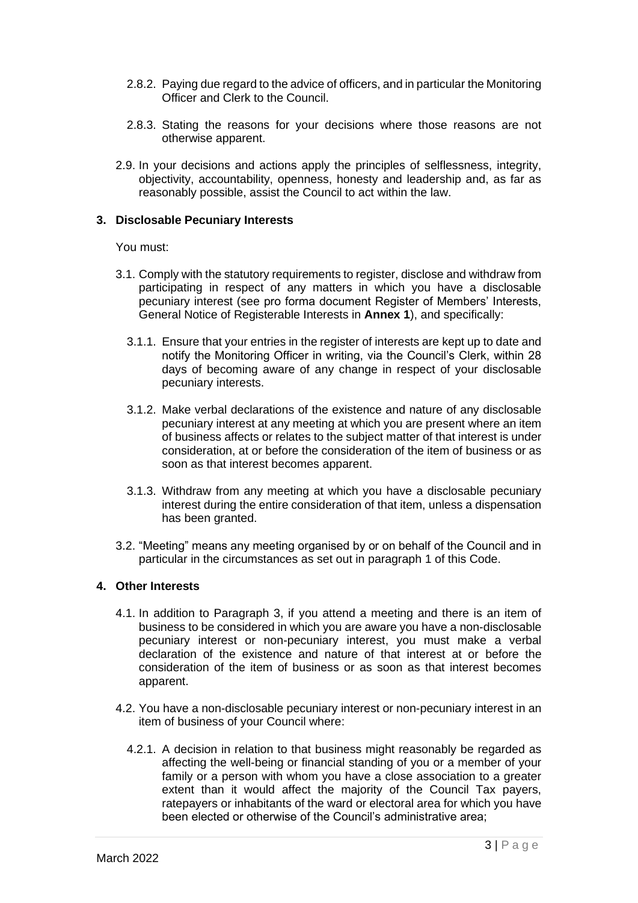2.8.2. Paying due regard to the advice of officers, and in particular the Monitoring Officer and Clerk to the Council.

2.8.3. Stating the reasons for your decisions where those reasons are not otherwise apparent.

2.9. In your decisions and actions apply the principles of selflessness, integrity, objectivity, accountability, openness, honesty and leadership and, as far as reasonably possible, assist the Council to act within the law.

## 3. Disclosable Pecuniary Interests

You must:

3.1. Comply with the statutory requirements to register, disclose and withdraw from participating in respect of any matters in which you have a disclosable pecuniary interest (see pro forma document Register of Members' Interests, General Notice of Registerable Interests in **Annex 1**), and specifically:

3.1.1. Ensure that your entries in the register of interests are kept up to date and notify the Monitoring Officer in writing, via the Council's Clerk, within 28 days of becoming aware of any change in respect of your disclosable pecuniary interests.

3.1.2. Make verbal declarations of the existence and nature of any disclosable pecuniary interest at any meeting at which you are present where an item of business affects or relates to the subject matter of that interest is under consideration, at or before the consideration of the item of business or as soon as that interest becomes apparent.

3.1.3. Withdraw from any meeting at which you have a disclosable pecuniary interest during the entire consideration of that item, unless a dispensation has been granted.

3.2. "Meeting" means any meeting organised by or on behalf of the Council and in particular in the circumstances as set out in paragraph 1 of this Code.

## 4. Other Interests

4.1. In addition to Paragraph 3, if you attend a meeting and there is an item of business to be considered in which you are aware you have a non-disclosable pecuniary interest or non-pecuniary interest, you must make a verbal declaration of the existence and nature of that interest at or before the consideration of the item of business or as soon as that interest becomes apparent.

4.2. You have a non-disclosable pecuniary interest or non-pecuniary interest in an item of business of your Council where:

4.2.1. A decision in relation to that business might reasonably be regarded as affecting the well-being or financial standing of you or a member of your family or a person with whom you have a close association to a greater extent than it would affect the majority of the Council Tax payers, ratepayers or inhabitants of the ward or electoral area for which you have been elected or otherwise of the Council's administrative area;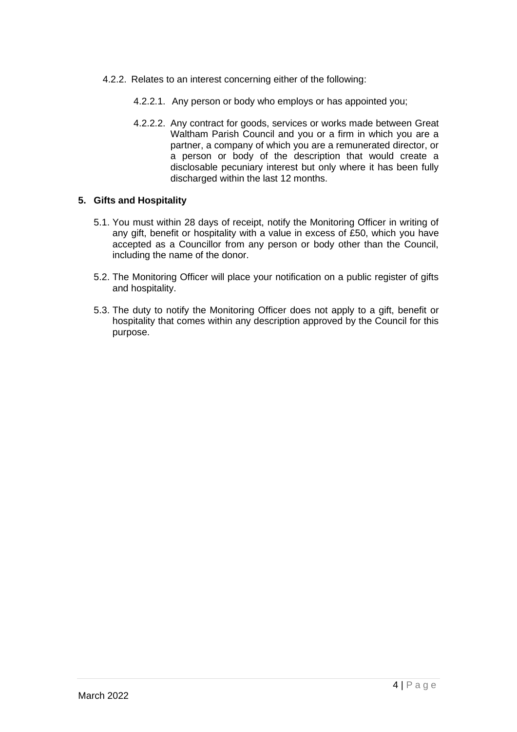4.2.2. Relates to an interest concerning either of the following:

4.2.2.1. Any person or body who employs or has appointed you;

4.2.2.2. Any contract for goods, services or works made between Great Waltham Parish Council and you or a firm in which you are a partner, a company of which you are a remunerated director, or a person or body of the description that would create a disclosable pecuniary interest but only where it has been fully discharged within the last 12 months.

## 5. Gifts and Hospitality

5.1. You must within 28 days of receipt, notify the Monitoring Officer in writing of any gift, benefit or hospitality with a value in excess of £50, which you have accepted as a Councillor from any person or body other than the Council, including the name of the donor.

5.2. The Monitoring Officer will place your notification on a public register of gifts and hospitality.

5.3. The duty to notify the Monitoring Officer does not apply to a gift, benefit or hospitality that comes within any description approved by the Council for this purpose.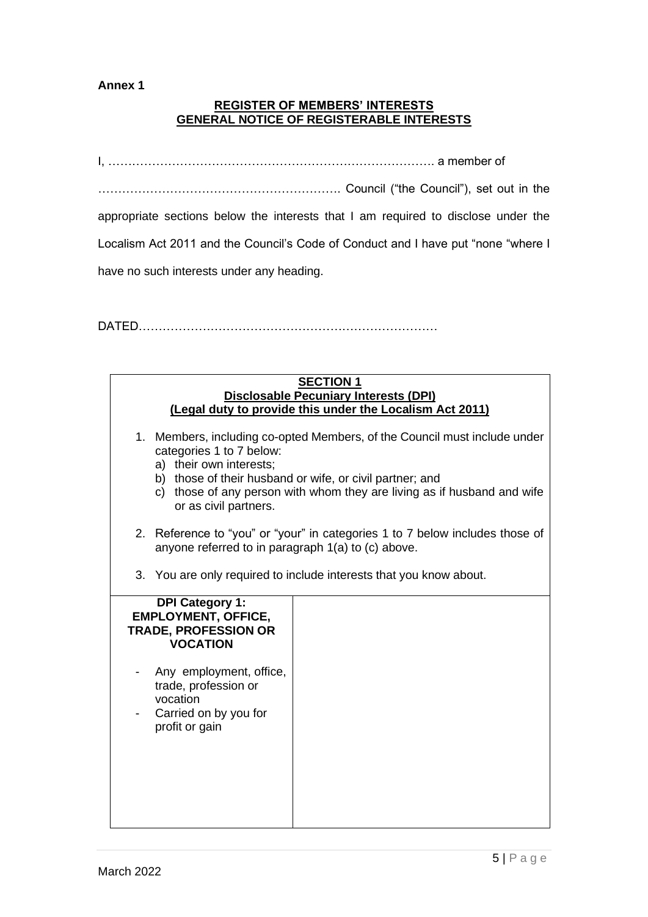**Annex 1**

**REGISTER OF MEMBERS' INTERESTS**
**GENERAL NOTICE OF REGISTERABLE INTERESTS**

I, ………………………………………………………………………. a member of ……………………………………………………. Council ("the Council"), set out in the appropriate sections below the interests that I am required to disclose under the Localism Act 2011 and the Council's Code of Conduct and I have put "none "where I have no such interests under any heading.

DATED…………………………………………………………………

| **SECTION 1**<br>**Disclosable Pecuniary Interests (DPI)**<br>**(Legal duty to provide this under the Localism Act 2011)**<br><br>1. Members, including co-opted Members, of the Council must include under categories 1 to 7 below:<br>a) their own interests;<br>b) those of their husband or wife, or civil partner; and<br>c) those of any person with whom they are living as if husband and wife or as civil partners.<br><br>2. Reference to "you" or "your" in categories 1 to 7 below includes those of anyone referred to in paragraph 1(a) to (c) above.<br><br>3. You are only required to include interests that you know about. | |
|---|---|
| **DPI Category 1: EMPLOYMENT, OFFICE, TRADE, PROFESSION OR VOCATION**<br><br>- Any employment, office, trade, profession or vocation<br>- Carried on by you for profit or gain | |

March 2022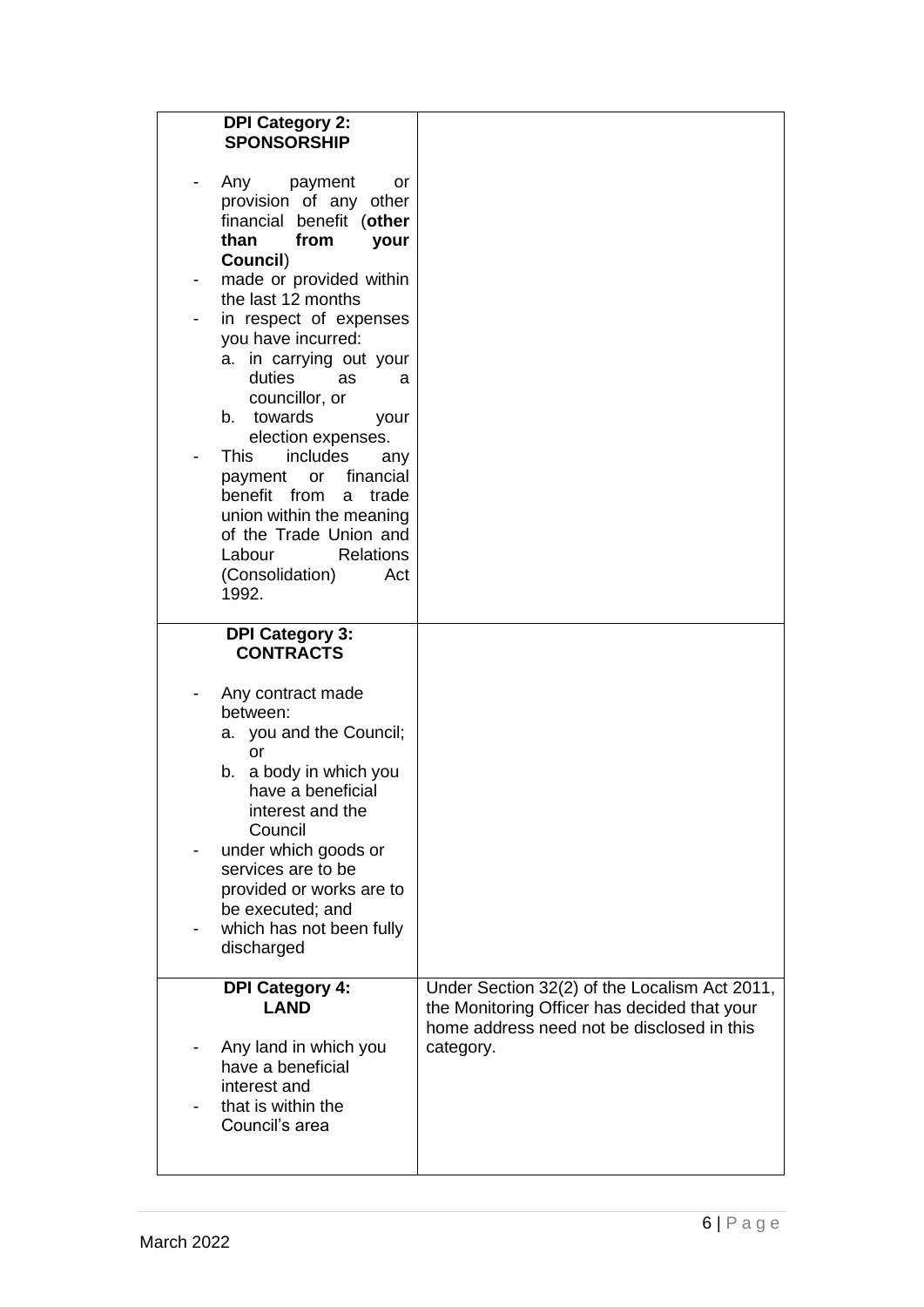| | |
|---|---|
| **DPI Category 2: SPONSORSHIP**<br><br>- Any payment or provision of any other financial benefit (**other than from your Council**)<br>- made or provided within the last 12 months<br>- in respect of expenses you have incurred:<br>  a. in carrying out your duties as a councillor, or<br>  b. towards your election expenses.<br>- This includes any payment or financial benefit from a trade union within the meaning of the Trade Union and Labour Relations (Consolidation) Act 1992. | |
| **DPI Category 3: CONTRACTS**<br><br>- Any contract made between:<br>  a. you and the Council; or<br>  b. a body in which you have a beneficial interest and the Council<br>- under which goods or services are to be provided or works are to be executed; and<br>- which has not been fully discharged | |
| **DPI Category 4: LAND**<br><br>- Any land in which you have a beneficial interest and<br>- that is within the Council's area | Under Section 32(2) of the Localism Act 2011, the Monitoring Officer has decided that your home address need not be disclosed in this category. |

March 2022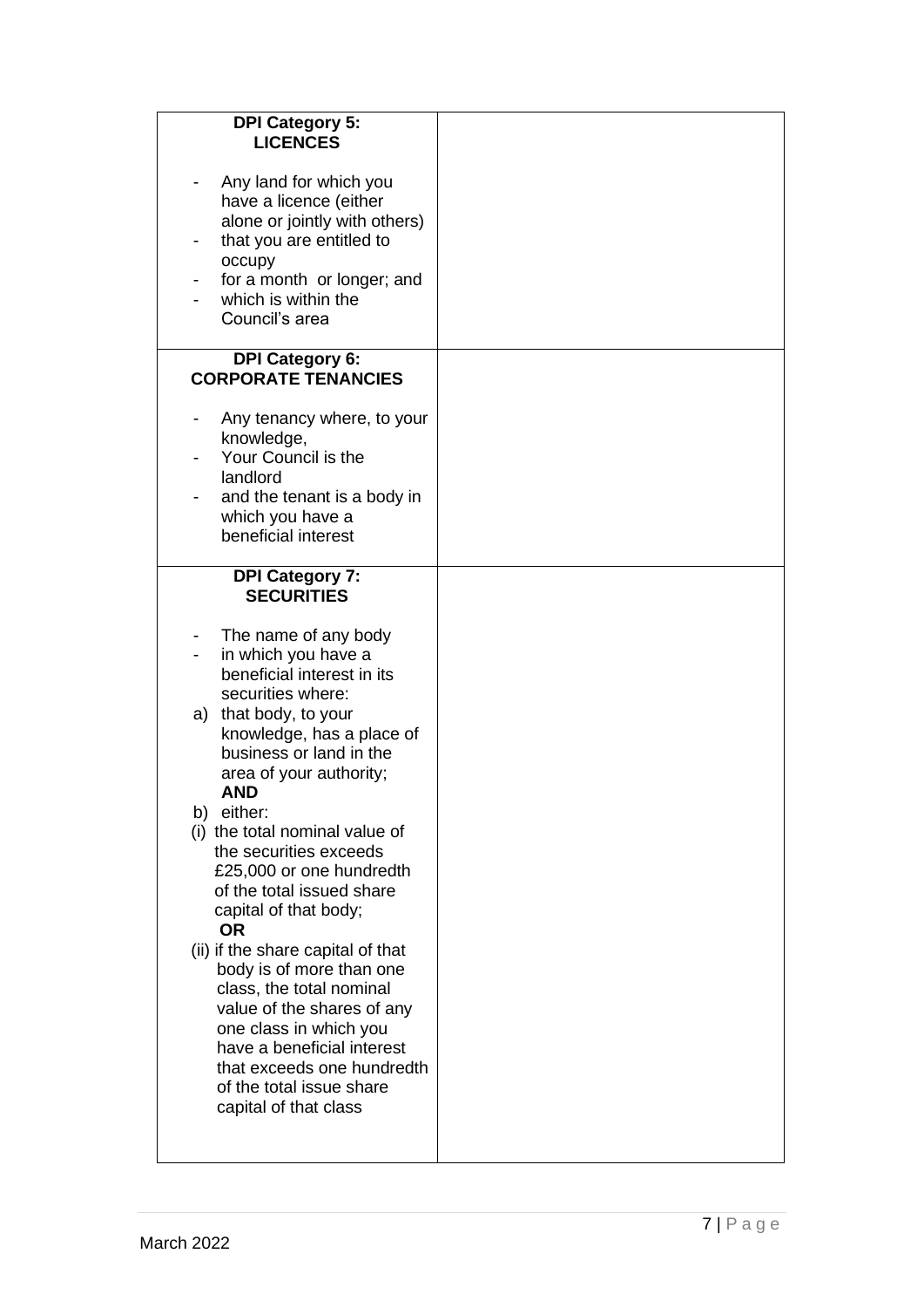| | |
|---|---|
| **DPI Category 5: LICENCES**<br><br>- Any land for which you have a licence (either alone or jointly with others)<br>- that you are entitled to occupy<br>- for a month or longer; and<br>- which is within the Council's area | |
| **DPI Category 6: CORPORATE TENANCIES**<br><br>- Any tenancy where, to your knowledge,<br>- Your Council is the landlord<br>- and the tenant is a body in which you have a beneficial interest | |
| **DPI Category 7: SECURITIES**<br><br>- The name of any body<br>- in which you have a beneficial interest in its securities where:<br>a) that body, to your knowledge, has a place of business or land in the area of your authority;<br>**AND**<br>b) either:<br>(i) the total nominal value of the securities exceeds £25,000 or one hundredth of the total issued share capital of that body;<br>**OR**<br>(ii) if the share capital of that body is of more than one class, the total nominal value of the shares of any one class in which you have a beneficial interest that exceeds one hundredth of the total issue share capital of that class | |

March 2022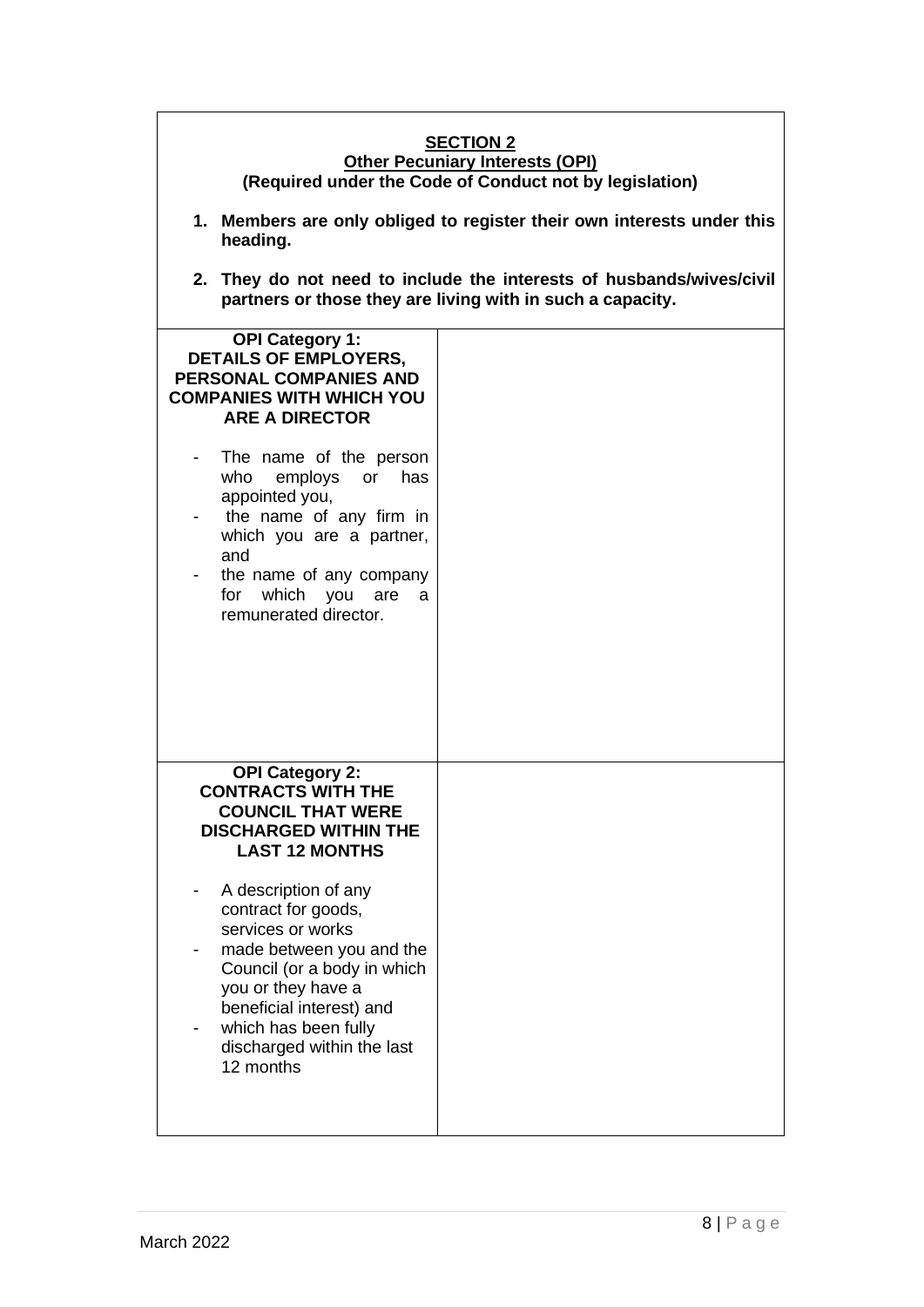## SECTION 2

### Other Pecuniary Interests (OPI)

**(Required under the Code of Conduct not by legislation)**

1. **Members are only obliged to register their own interests under this heading.**
2. **They do not need to include the interests of husbands/wives/civil partners or those they are living with in such a capacity.**

| | |
|---|---|
| **OPI Category 1: DETAILS OF EMPLOYERS, PERSONAL COMPANIES AND COMPANIES WITH WHICH YOU ARE A DIRECTOR**<br><br>- The name of the person who employs or has appointed you,<br>- the name of any firm in which you are a partner, and<br>- the name of any company for which you are a remunerated director. | |
| **OPI Category 2: CONTRACTS WITH THE COUNCIL THAT WERE DISCHARGED WITHIN THE LAST 12 MONTHS**<br><br>- A description of any contract for goods, services or works<br>- made between you and the Council (or a body in which you or they have a beneficial interest) and<br>- which has been fully discharged within the last 12 months | |

March 2022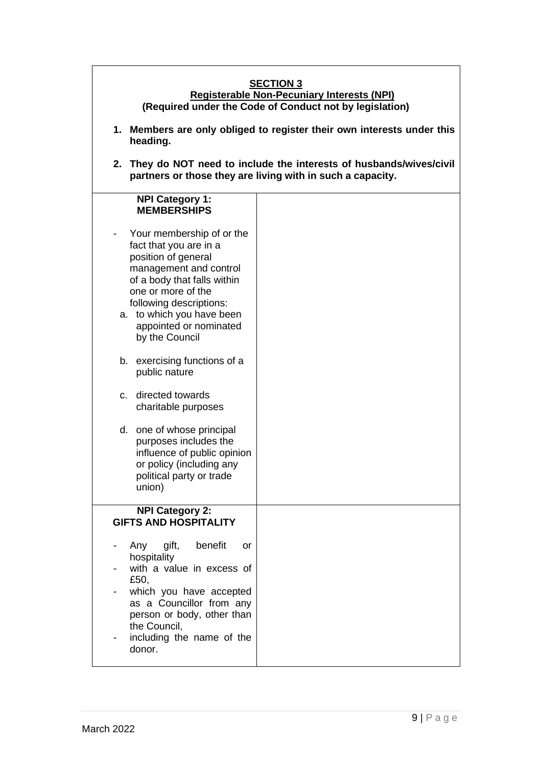**SECTION 3**

**Registerable Non-Pecuniary Interests (NPI)**

**(Required under the Code of Conduct not by legislation)**

1. **Members are only obliged to register their own interests under this heading.**
2. **They do NOT need to include the interests of husbands/wives/civil partners or those they are living with in such a capacity.**

| **NPI Category 1: MEMBERSHIPS**<br><br>- Your membership of or the fact that you are in a position of general management and control of a body that falls within one or more of the following descriptions:<br>a. to which you have been appointed or nominated by the Council<br>b. exercising functions of a public nature<br>c. directed towards charitable purposes<br>d. one of whose principal purposes includes the influence of public opinion or policy (including any political party or trade union) | |
|---|---|
| **NPI Category 2: GIFTS AND HOSPITALITY**<br><br>- Any gift, benefit or hospitality<br>- with a value in excess of £50,<br>- which you have accepted as a Councillor from any person or body, other than the Council,<br>- including the name of the donor. | |

March 2022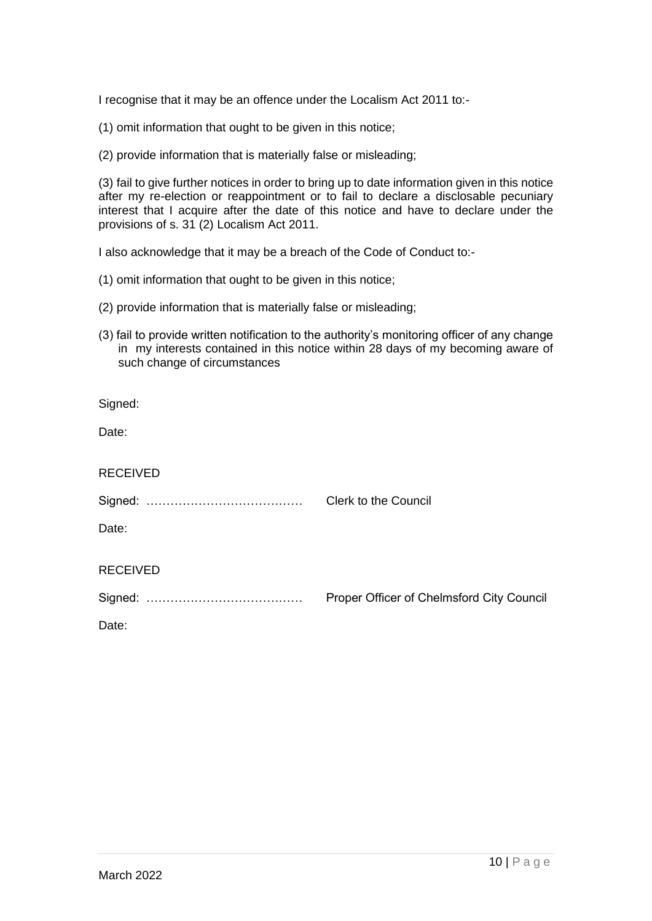I recognise that it may be an offence under the Localism Act 2011 to:-

(1) omit information that ought to be given in this notice;

(2) provide information that is materially false or misleading;

(3) fail to give further notices in order to bring up to date information given in this notice after my re-election or reappointment or to fail to declare a disclosable pecuniary interest that I acquire after the date of this notice and have to declare under the provisions of s. 31 (2) Localism Act 2011.

I also acknowledge that it may be a breach of the Code of Conduct to:-

(1) omit information that ought to be given in this notice;

(2) provide information that is materially false or misleading;

(3) fail to provide written notification to the authority's monitoring officer of any change in my interests contained in this notice within 28 days of my becoming aware of such change of circumstances

Signed:

Date:

RECEIVED

Signed: ………………………………… Clerk to the Council

Date:

RECEIVED

Signed: ………………………………… Proper Officer of Chelmsford City Council

Date:

March 2022